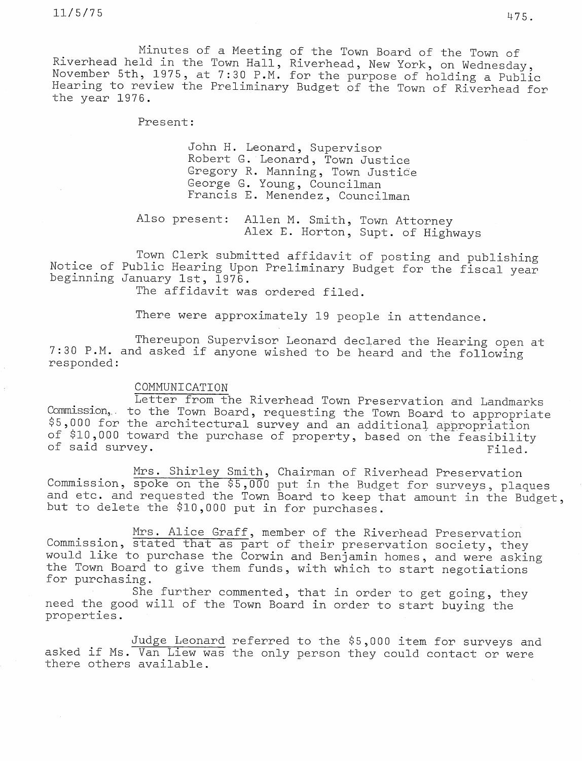Minutes of a Meeting of the Town Board of the Town of Riverhead held in the Town Hall, Riverhead, New York, on Wednesday, November 5th, 1975, at 7:30 P.M. for the purpose of holding a Public Hearing to review the Preliminary Budget of the Town of Riverhead for the year 1976.

Present:

John H. Leonard, Supervisor
Robert G. Leonard, Town Justice
Gregory R. Manning, Town Justice
George G. Young, Councilman
Francis E. Menendez, Councilman

Also present: Allen M. Smith, Town Attorney
Alex E. Horton, Supt. of Highways

Town Clerk submitted affidavit of posting and publishing Notice of Public Hearing Upon Preliminary Budget for the fiscal year beginning January 1st, 1976.

The affidavit was ordered filed.

There were approximately 19 people in attendance.

Thereupon Supervisor Leonard declared the Hearing open at 7:30 P.M. and asked if anyone wished to be heard and the following responded:

COMMUNICATION

Letter from the Riverhead Town Preservation and Landmarks Commission, to the Town Board, requesting the Town Board to appropriate $5,000 for the architectural survey and an additional appropriation of $10,000 toward the purchase of property, based on the feasibility of said survey. Filed.

Mrs. Shirley Smith, Chairman of Riverhead Preservation Commission, spoke on the $5,000 put in the Budget for surveys, plaques and etc. and requested the Town Board to keep that amount in the Budget, but to delete the $10,000 put in for purchases.

Mrs. Alice Graff, member of the Riverhead Preservation Commission, stated that as part of their preservation society, they would like to purchase the Corwin and Benjamin homes, and were asking the Town Board to give them funds, with which to start negotiations for purchasing.

She further commented, that in order to get going, they need the good will of the Town Board in order to start buying the properties.

Judge Leonard referred to the $5,000 item for surveys and asked if Ms. Van Liew was the only person they could contact or were there others available.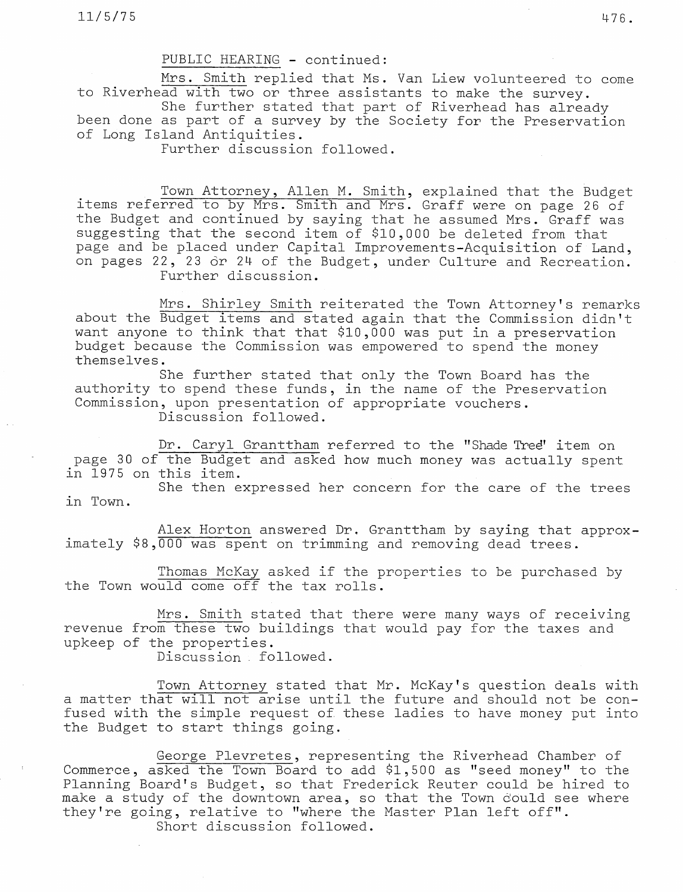PUBLIC HEARING - continued:

Mrs. Smith replied that Ms. Van Liew volunteered to come to Riverhead with two or three assistants to make the survey.

She further stated that part of Riverhead has already been done as part of a survey by the Society for the Preservation of Long Island Antiquities.

Further discussion followed.

Town Attorney, Allen M. Smith, explained that the Budget items referred to by Mrs. Smith and Mrs. Graff were on page 26 of the Budget and continued by saying that he assumed Mrs. Graff was suggesting that the second item of $10,000 be deleted from that page and be placed under Capital Improvements-Acquisition of Land, on pages 22, 23 or 24 of the Budget, under Culture and Recreation.

Further discussion.

Mrs. Shirley Smith reiterated the Town Attorney's remarks about the Budget items and stated again that the Commission didn't want anyone to think that that $10,000 was put in a preservation budget because the Commission was empowered to spend the money themselves.

She further stated that only the Town Board has the authority to spend these funds, in the name of the Preservation Commission, upon presentation of appropriate vouchers.

Discussion followed.

Dr. Caryl Grantham referred to the "Shade Tree" item on page 30 of the Budget and asked how much money was actually spent in 1975 on this item.

She then expressed her concern for the care of the trees in Town.

Alex Horton answered Dr. Grantham by saying that approximately $8,000 was spent on trimming and removing dead trees.

Thomas McKay asked if the properties to be purchased by the Town would come off the tax rolls.

Mrs. Smith stated that there were many ways of receiving revenue from these two buildings that would pay for the taxes and upkeep of the properties.

Discussion followed.

Town Attorney stated that Mr. McKay's question deals with a matter that will not arise until the future and should not be confused with the simple request of these ladies to have money put into the Budget to start things going.

George Plevretes, representing the Riverhead Chamber of Commerce, asked the Town Board to add $1,500 as "seed money" to the Planning Board's Budget, so that Frederick Reuter could be hired to make a study of the downtown area, so that the Town could see where they're going, relative to "where the Master Plan left off".

Short discussion followed.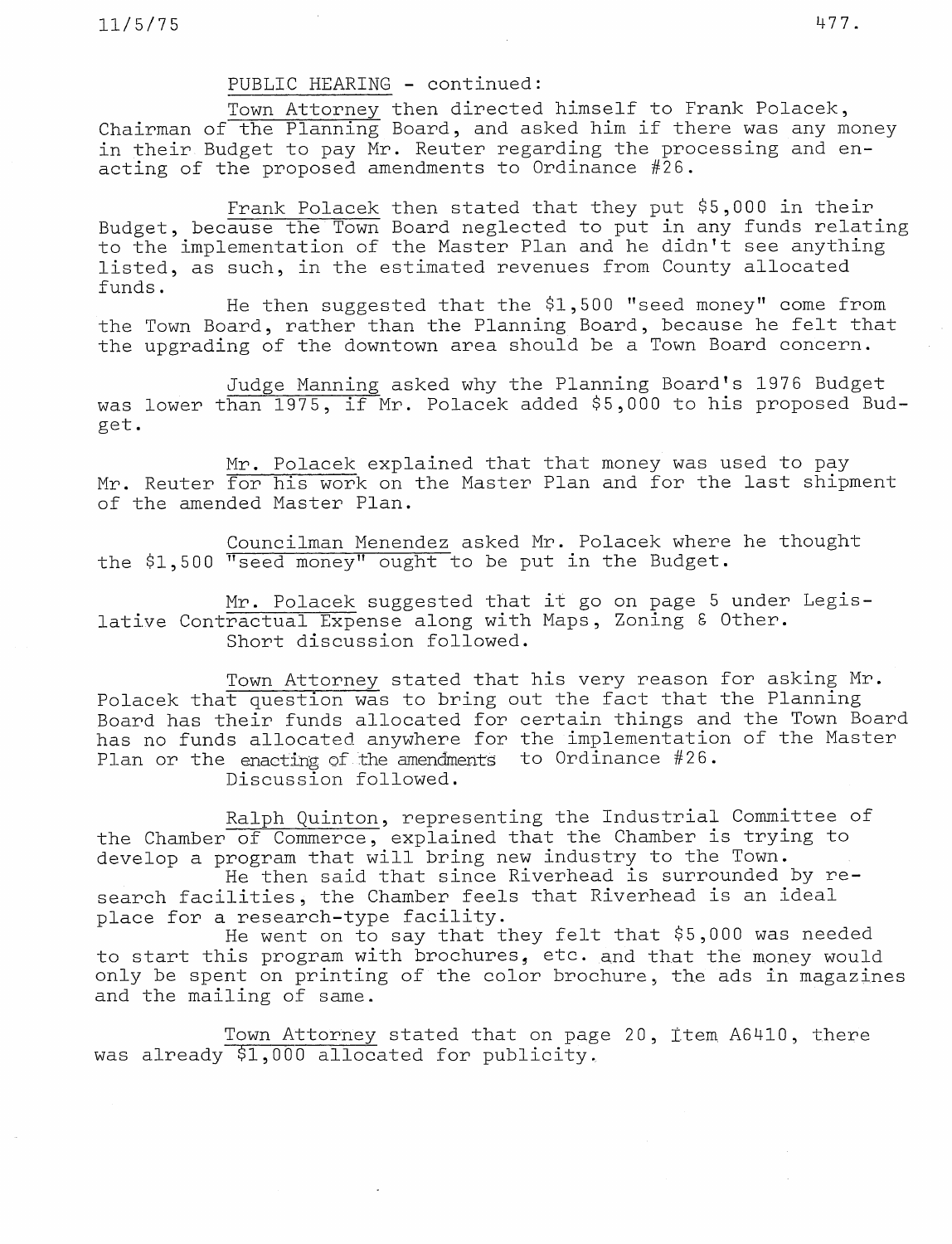PUBLIC HEARING - continued:

Town Attorney then directed himself to Frank Polacek, Chairman of the Planning Board, and asked him if there was any money in their Budget to pay Mr. Reuter regarding the processing and enacting of the proposed amendments to Ordinance #26.

Frank Polacek then stated that they put $5,000 in their Budget, because the Town Board neglected to put in any funds relating to the implementation of the Master Plan and he didn't see anything listed, as such, in the estimated revenues from County allocated funds.

He then suggested that the $1,500 "seed money" come from the Town Board, rather than the Planning Board, because he felt that the upgrading of the downtown area should be a Town Board concern.

Judge Manning asked why the Planning Board's 1976 Budget was lower than 1975, if Mr. Polacek added $5,000 to his proposed Budget.

Mr. Polacek explained that that money was used to pay Mr. Reuter for his work on the Master Plan and for the last shipment of the amended Master Plan.

Councilman Menendez asked Mr. Polacek where he thought the $1,500 "seed money" ought to be put in the Budget.

Mr. Polacek suggested that it go on page 5 under Legislative Contractual Expense along with Maps, Zoning & Other.
Short discussion followed.

Town Attorney stated that his very reason for asking Mr. Polacek that question was to bring out the fact that the Planning Board has their funds allocated for certain things and the Town Board has no funds allocated anywhere for the implementation of the Master Plan or the enacting of the amendments to Ordinance #26.
Discussion followed.

Ralph Quinton, representing the Industrial Committee of the Chamber of Commerce, explained that the Chamber is trying to develop a program that will bring new industry to the Town.

He then said that since Riverhead is surrounded by research facilities, the Chamber feels that Riverhead is an ideal place for a research-type facility.

He went on to say that they felt that $5,000 was needed to start this program with brochures, etc. and that the money would only be spent on printing of the color brochure, the ads in magazines and the mailing of same.

Town Attorney stated that on page 20, Item A6410, there was already $1,000 allocated for publicity.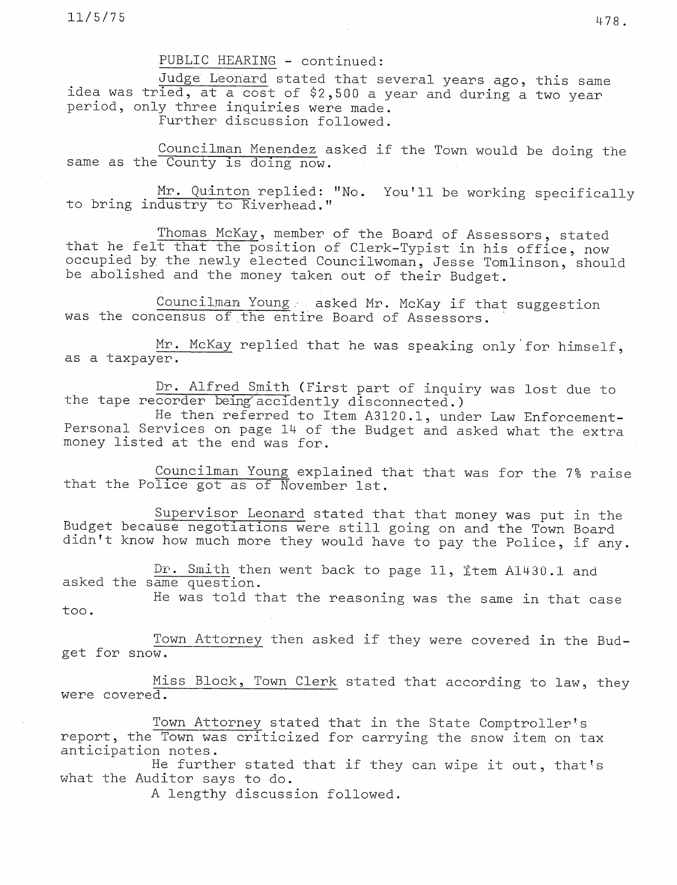PUBLIC HEARING - continued:

Judge Leonard stated that several years ago, this same idea was tried, at a cost of $2,500 a year and during a two year period, only three inquiries were made.

Further discussion followed.

Councilman Menendez asked if the Town would be doing the same as the County is doing now.

Mr. Quinton replied: "No. You'll be working specifically to bring industry to Riverhead."

Thomas McKay, member of the Board of Assessors, stated that he felt that the position of Clerk-Typist in his office, now occupied by the newly elected Councilwoman, Jesse Tomlinson, should be abolished and the money taken out of their Budget.

Councilman Young asked Mr. McKay if that suggestion was the concensus of the entire Board of Assessors.

Mr. McKay replied that he was speaking only for himself, as a taxpayer.

Dr. Alfred Smith (First part of inquiry was lost due to the tape recorder being accidently disconnected.)

He then referred to Item A3120.1, under Law Enforcement-Personal Services on page 14 of the Budget and asked what the extra money listed at the end was for.

Councilman Young explained that that was for the 7% raise that the Police got as of November 1st.

Supervisor Leonard stated that that money was put in the Budget because negotiations were still going on and the Town Board didn't know how much more they would have to pay the Police, if any.

Dr. Smith then went back to page 11, Item A1430.1 and asked the same question.

He was told that the reasoning was the same in that case too.

Town Attorney then asked if they were covered in the Budget for snow.

Miss Block, Town Clerk stated that according to law, they were covered.

Town Attorney stated that in the State Comptroller's report, the Town was criticized for carrying the snow item on tax anticipation notes.

He further stated that if they can wipe it out, that's what the Auditor says to do.

A lengthy discussion followed.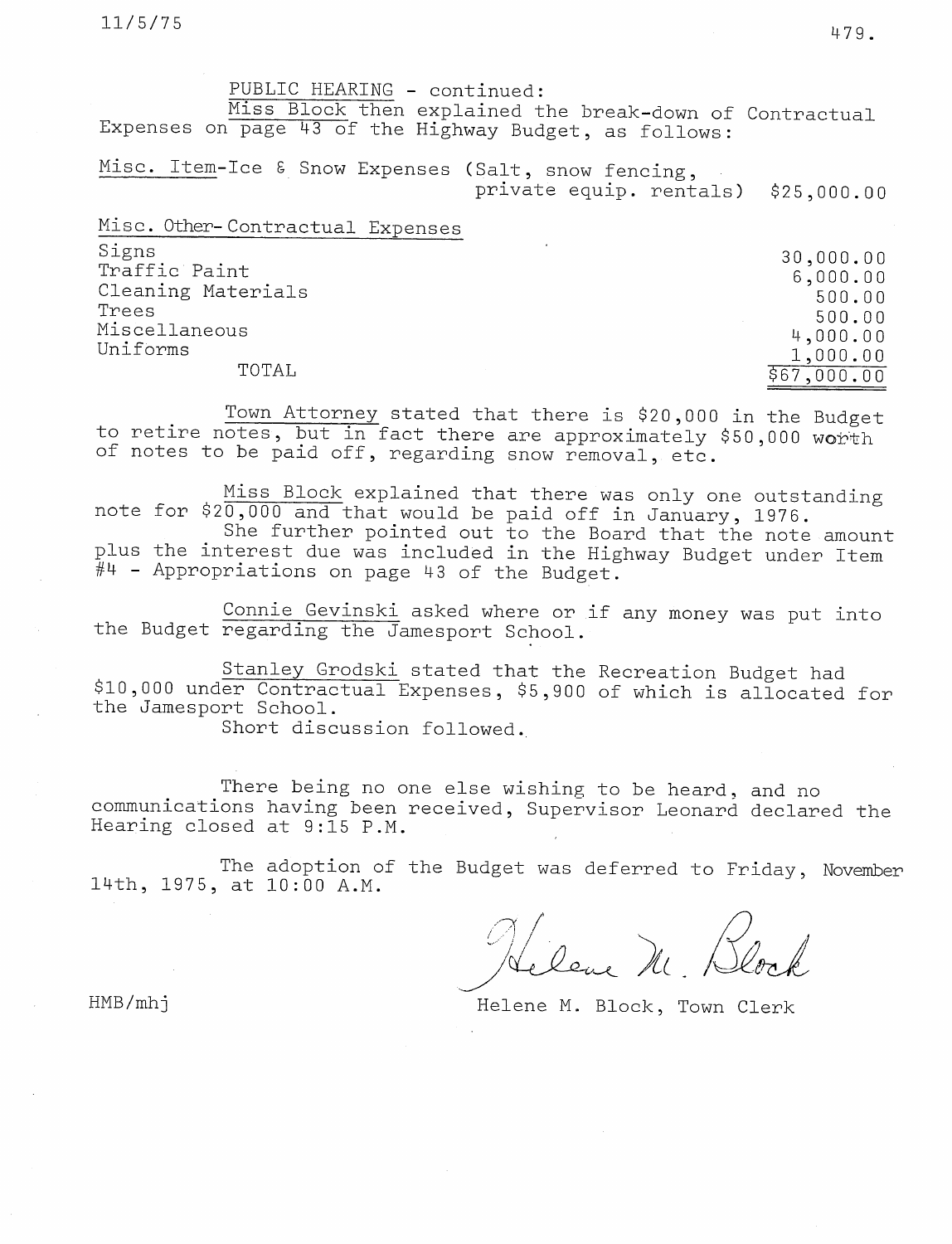11/5/75

PUBLIC HEARING - continued:

Miss Block then explained the break-down of Contractual Expenses on page 43 of the Highway Budget, as follows:

| | |
|---|---|
| Misc. Item-Ice & Snow Expenses (Salt, snow fencing, private equip. rentals) | $25,000.00 |
| **Misc. Other- Contractual Expenses** | |
| Signs | 30,000.00 |
| Traffic Paint | 6,000.00 |
| Cleaning Materials | 500.00 |
| Trees | 500.00 |
| Miscellaneous | 4,000.00 |
| Uniforms | 1,000.00 |
| TOTAL | $67,000.00 |

Town Attorney stated that there is $20,000 in the Budget to retire notes, but in fact there are approximately $50,000 worth of notes to be paid off, regarding snow removal, etc.

Miss Block explained that there was only one outstanding note for $20,000 and that would be paid off in January, 1976.

She further pointed out to the Board that the note amount plus the interest due was included in the Highway Budget under Item #4 - Appropriations on page 43 of the Budget.

Connie Gevinski asked where or if any money was put into the Budget regarding the Jamesport School.

Stanley Grodski stated that the Recreation Budget had $10,000 under Contractual Expenses, $5,900 of which is allocated for the Jamesport School.

Short discussion followed.

There being no one else wishing to be heard, and no communications having been received, Supervisor Leonard declared the Hearing closed at 9:15 P.M.

The adoption of the Budget was deferred to Friday, November 14th, 1975, at 10:00 A.M.

Helene M. Block

Helene M. Block, Town Clerk

HMB/mhj